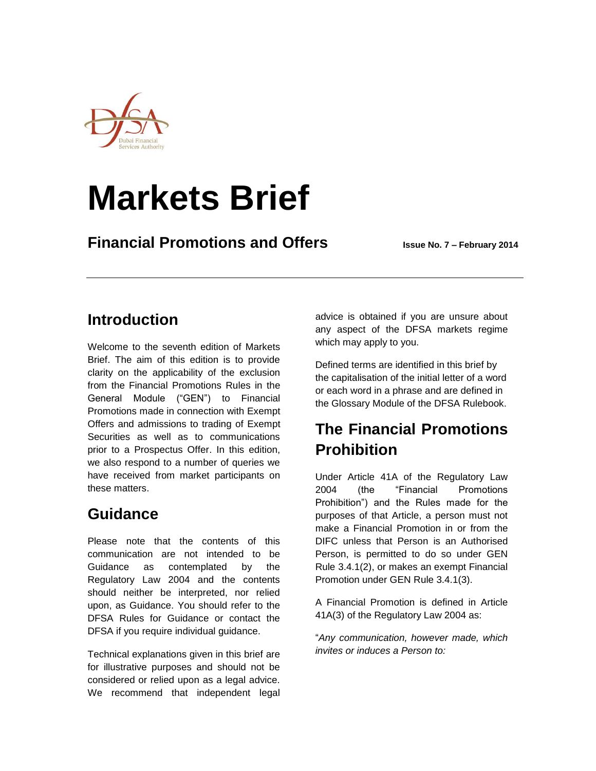Dubai Financial Services Authority

# Markets Brief

## Financial Promotions and Offers

**Issue No. 7 – February 2014**

---

## Introduction

Welcome to the seventh edition of Markets Brief. The aim of this edition is to provide clarity on the applicability of the exclusion from the Financial Promotions Rules in the General Module ("GEN") to Financial Promotions made in connection with Exempt Offers and admissions to trading of Exempt Securities as well as to communications prior to a Prospectus Offer. In this edition, we also respond to a number of queries we have received from market participants on these matters.

## Guidance

Please note that the contents of this communication are not intended to be Guidance as contemplated by the Regulatory Law 2004 and the contents should neither be interpreted, nor relied upon, as Guidance. You should refer to the DFSA Rules for Guidance or contact the DFSA if you require individual guidance.

Technical explanations given in this brief are for illustrative purposes and should not be considered or relied upon as a legal advice. We recommend that independent legal advice is obtained if you are unsure about any aspect of the DFSA markets regime which may apply to you.

Defined terms are identified in this brief by the capitalisation of the initial letter of a word or each word in a phrase and are defined in the Glossary Module of the DFSA Rulebook.

## The Financial Promotions Prohibition

Under Article 41A of the Regulatory Law 2004 (the "Financial Promotions Prohibition") and the Rules made for the purposes of that Article, a person must not make a Financial Promotion in or from the DIFC unless that Person is an Authorised Person, is permitted to do so under GEN Rule 3.4.1(2), or makes an exempt Financial Promotion under GEN Rule 3.4.1(3).

A Financial Promotion is defined in Article 41A(3) of the Regulatory Law 2004 as:

"*Any communication, however made, which invites or induces a Person to:*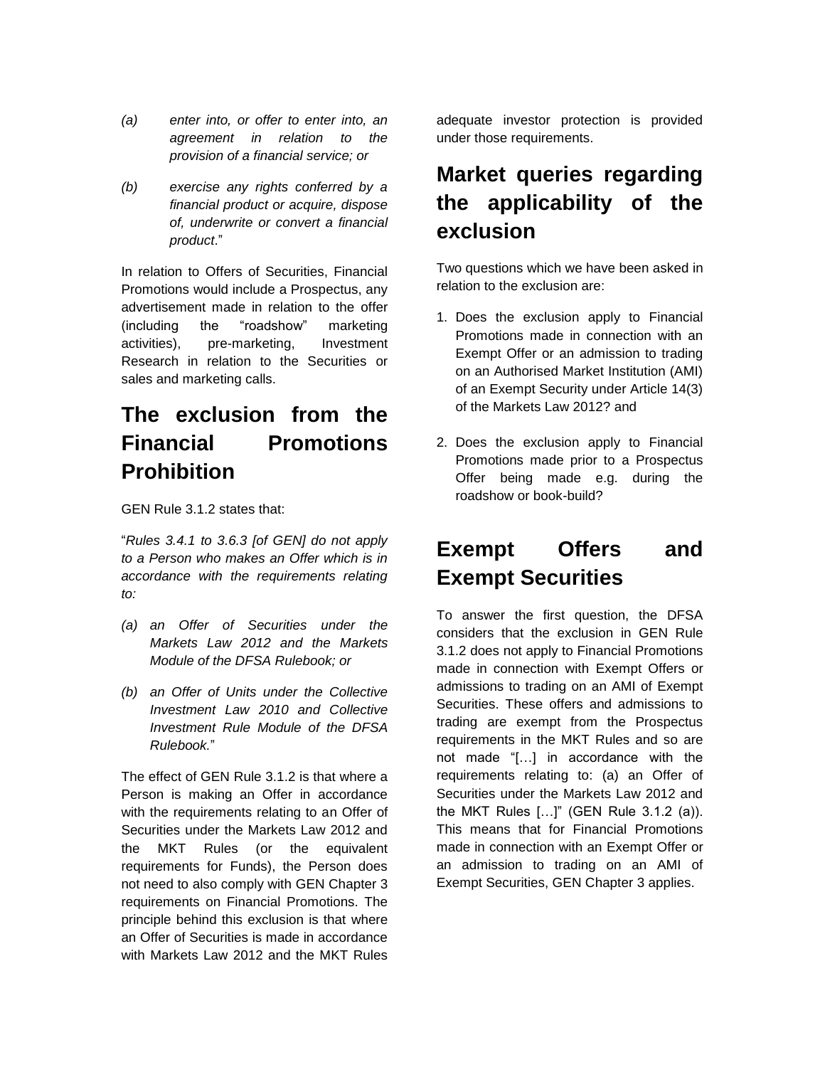*(a) enter into, or offer to enter into, an agreement in relation to the provision of a financial service; or*

*(b) exercise any rights conferred by a financial product or acquire, dispose of, underwrite or convert a financial product*."

In relation to Offers of Securities, Financial Promotions would include a Prospectus, any advertisement made in relation to the offer (including the "roadshow" marketing activities), pre-marketing, Investment Research in relation to the Securities or sales and marketing calls.

## The exclusion from the Financial Promotions Prohibition

GEN Rule 3.1.2 states that:

"*Rules 3.4.1 to 3.6.3 [of GEN] do not apply to a Person who makes an Offer which is in accordance with the requirements relating to:*

*(a) an Offer of Securities under the Markets Law 2012 and the Markets Module of the DFSA Rulebook; or*

*(b) an Offer of Units under the Collective Investment Law 2010 and Collective Investment Rule Module of the DFSA Rulebook.*"

The effect of GEN Rule 3.1.2 is that where a Person is making an Offer in accordance with the requirements relating to an Offer of Securities under the Markets Law 2012 and the MKT Rules (or the equivalent requirements for Funds), the Person does not need to also comply with GEN Chapter 3 requirements on Financial Promotions. The principle behind this exclusion is that where an Offer of Securities is made in accordance with Markets Law 2012 and the MKT Rules adequate investor protection is provided under those requirements.

## Market queries regarding the applicability of the exclusion

Two questions which we have been asked in relation to the exclusion are:

1. Does the exclusion apply to Financial Promotions made in connection with an Exempt Offer or an admission to trading on an Authorised Market Institution (AMI) of an Exempt Security under Article 14(3) of the Markets Law 2012? and

2. Does the exclusion apply to Financial Promotions made prior to a Prospectus Offer being made e.g. during the roadshow or book-build?

## Exempt Offers and Exempt Securities

To answer the first question, the DFSA considers that the exclusion in GEN Rule 3.1.2 does not apply to Financial Promotions made in connection with Exempt Offers or admissions to trading on an AMI of Exempt Securities. These offers and admissions to trading are exempt from the Prospectus requirements in the MKT Rules and so are not made "[…] in accordance with the requirements relating to: (a) an Offer of Securities under the Markets Law 2012 and the MKT Rules […]" (GEN Rule 3.1.2 (a)). This means that for Financial Promotions made in connection with an Exempt Offer or an admission to trading on an AMI of Exempt Securities, GEN Chapter 3 applies.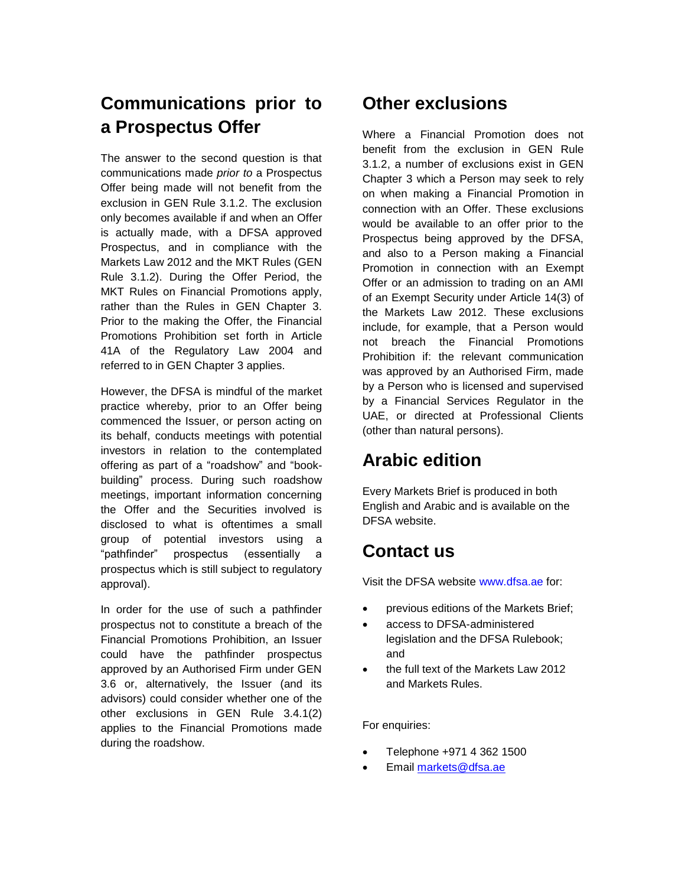## Communications prior to a Prospectus Offer

The answer to the second question is that communications made *prior to* a Prospectus Offer being made will not benefit from the exclusion in GEN Rule 3.1.2. The exclusion only becomes available if and when an Offer is actually made, with a DFSA approved Prospectus, and in compliance with the Markets Law 2012 and the MKT Rules (GEN Rule 3.1.2). During the Offer Period, the MKT Rules on Financial Promotions apply, rather than the Rules in GEN Chapter 3. Prior to the making the Offer, the Financial Promotions Prohibition set forth in Article 41A of the Regulatory Law 2004 and referred to in GEN Chapter 3 applies.

However, the DFSA is mindful of the market practice whereby, prior to an Offer being commenced the Issuer, or person acting on its behalf, conducts meetings with potential investors in relation to the contemplated offering as part of a "roadshow" and "book-building" process. During such roadshow meetings, important information concerning the Offer and the Securities involved is disclosed to what is oftentimes a small group of potential investors using a "pathfinder" prospectus (essentially a prospectus which is still subject to regulatory approval).

In order for the use of such a pathfinder prospectus not to constitute a breach of the Financial Promotions Prohibition, an Issuer could have the pathfinder prospectus approved by an Authorised Firm under GEN 3.6 or, alternatively, the Issuer (and its advisors) could consider whether one of the other exclusions in GEN Rule 3.4.1(2) applies to the Financial Promotions made during the roadshow.

## Other exclusions

Where a Financial Promotion does not benefit from the exclusion in GEN Rule 3.1.2, a number of exclusions exist in GEN Chapter 3 which a Person may seek to rely on when making a Financial Promotion in connection with an Offer. These exclusions would be available to an offer prior to the Prospectus being approved by the DFSA, and also to a Person making a Financial Promotion in connection with an Exempt Offer or an admission to trading on an AMI of an Exempt Security under Article 14(3) of the Markets Law 2012. These exclusions include, for example, that a Person would not breach the Financial Promotions Prohibition if: the relevant communication was approved by an Authorised Firm, made by a Person who is licensed and supervised by a Financial Services Regulator in the UAE, or directed at Professional Clients (other than natural persons).

## Arabic edition

Every Markets Brief is produced in both English and Arabic and is available on the DFSA website.

## Contact us

Visit the DFSA website www.dfsa.ae for:

- previous editions of the Markets Brief;
- access to DFSA-administered legislation and the DFSA Rulebook; and
- the full text of the Markets Law 2012 and Markets Rules.

For enquiries:

- Telephone +971 4 362 1500
- Email markets@dfsa.ae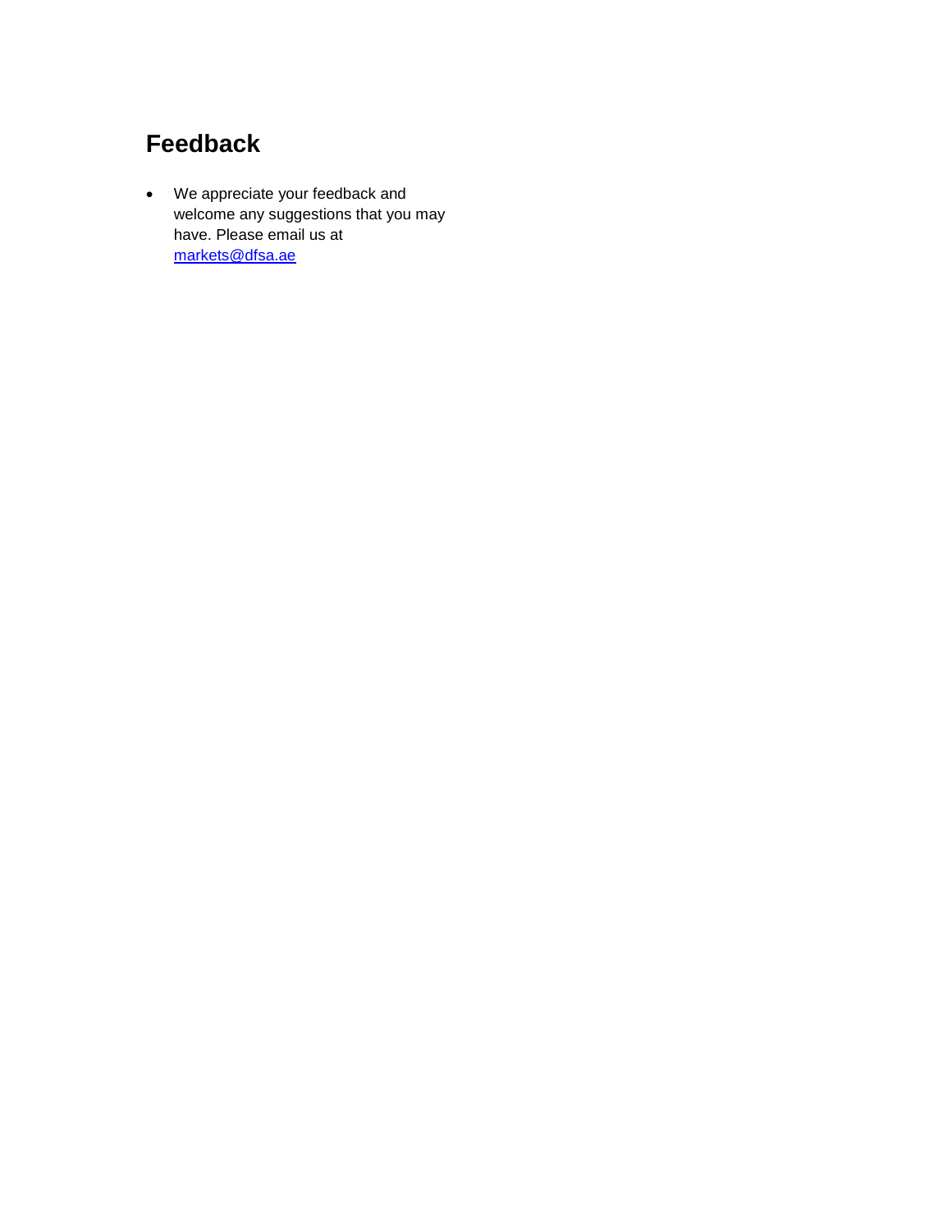## Feedback

- We appreciate your feedback and welcome any suggestions that you may have. Please email us at markets@dfsa.ae